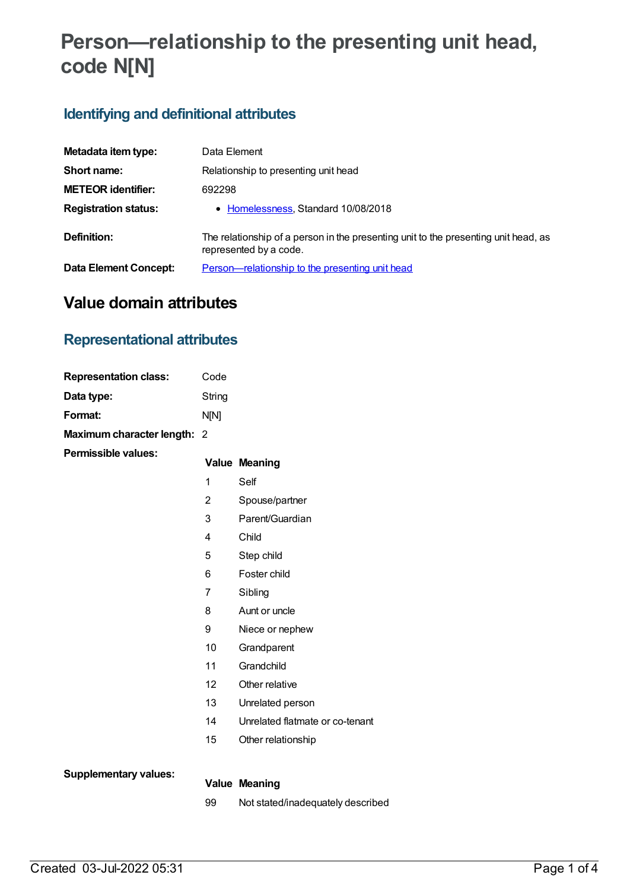# Person—relationship to the presenting unit head, code N[N]

## Identifying and definitional attributes

| | |
|---|---|
| **Metadata item type:** | Data Element |
| **Short name:** | Relationship to presenting unit head |
| **METEOR identifier:** | 692298 |
| **Registration status:** | • Homelessness, Standard 10/08/2018 |
| **Definition:** | The relationship of a person in the presenting unit to the presenting unit head, as represented by a code. |
| **Data Element Concept:** | Person—relationship to the presenting unit head |

# Value domain attributes

## Representational attributes

| | |
|---|---|
| **Representation class:** | Code |
| **Data type:** | String |
| **Format:** | N[N] |
| **Maximum character length:** | 2 |

**Permissible values:**

| Value | Meaning |
|---|---|
| 1 | Self |
| 2 | Spouse/partner |
| 3 | Parent/Guardian |
| 4 | Child |
| 5 | Step child |
| 6 | Foster child |
| 7 | Sibling |
| 8 | Aunt or uncle |
| 9 | Niece or nephew |
| 10 | Grandparent |
| 11 | Grandchild |
| 12 | Other relative |
| 13 | Unrelated person |
| 14 | Unrelated flatmate or co-tenant |
| 15 | Other relationship |

**Supplementary values:**

| Value | Meaning |
|---|---|
| 99 | Not stated/inadequately described |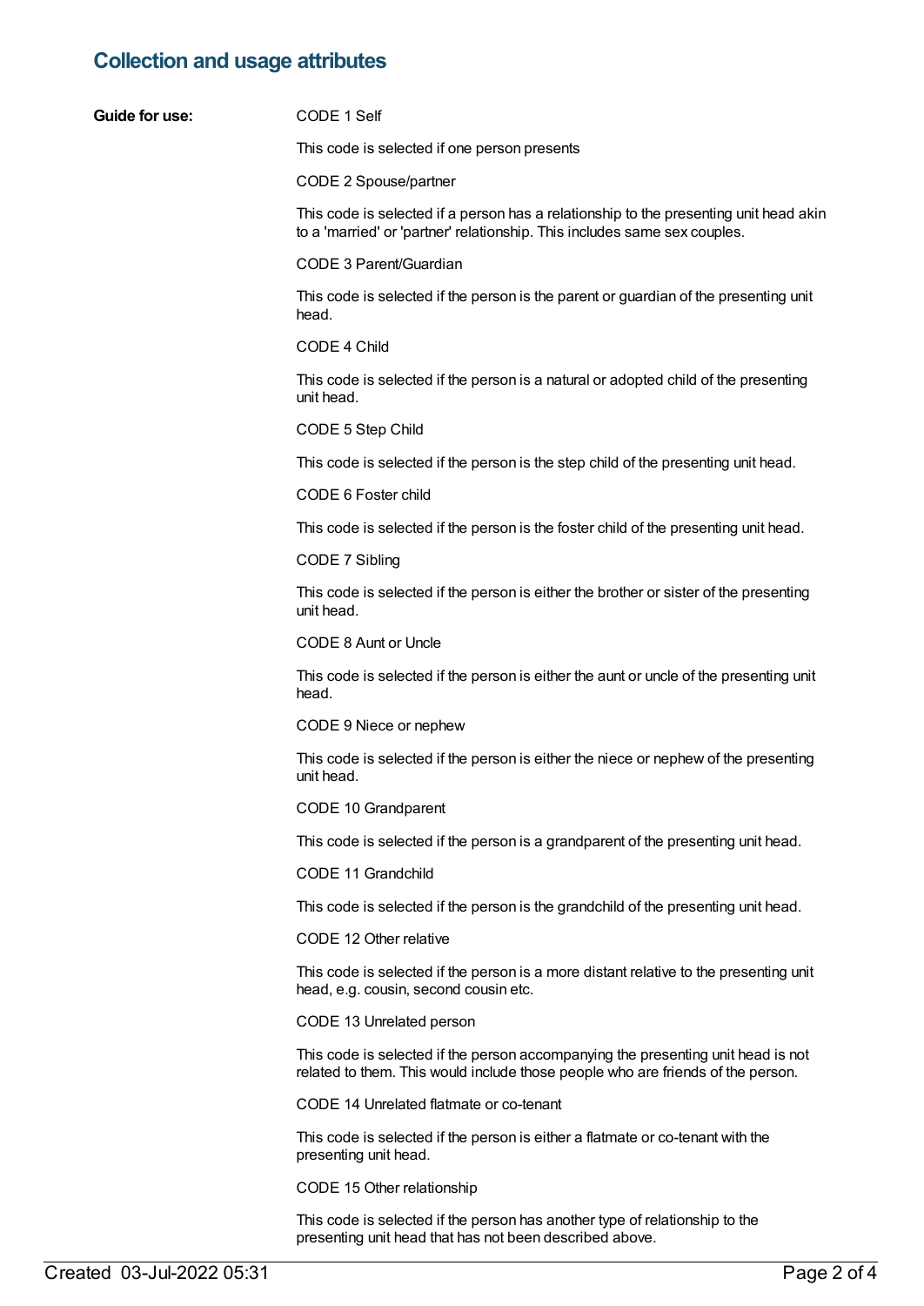## Collection and usage attributes

**Guide for use:**

CODE 1 Self

This code is selected if one person presents

CODE 2 Spouse/partner

This code is selected if a person has a relationship to the presenting unit head akin to a 'married' or 'partner' relationship. This includes same sex couples.

CODE 3 Parent/Guardian

This code is selected if the person is the parent or guardian of the presenting unit head.

CODE 4 Child

This code is selected if the person is a natural or adopted child of the presenting unit head.

CODE 5 Step Child

This code is selected if the person is the step child of the presenting unit head.

CODE 6 Foster child

This code is selected if the person is the foster child of the presenting unit head.

CODE 7 Sibling

This code is selected if the person is either the brother or sister of the presenting unit head.

CODE 8 Aunt or Uncle

This code is selected if the person is either the aunt or uncle of the presenting unit head.

CODE 9 Niece or nephew

This code is selected if the person is either the niece or nephew of the presenting unit head.

CODE 10 Grandparent

This code is selected if the person is a grandparent of the presenting unit head.

CODE 11 Grandchild

This code is selected if the person is the grandchild of the presenting unit head.

CODE 12 Other relative

This code is selected if the person is a more distant relative to the presenting unit head, e.g. cousin, second cousin etc.

CODE 13 Unrelated person

This code is selected if the person accompanying the presenting unit head is not related to them. This would include those people who are friends of the person.

CODE 14 Unrelated flatmate or co-tenant

This code is selected if the person is either a flatmate or co-tenant with the presenting unit head.

CODE 15 Other relationship

This code is selected if the person has another type of relationship to the presenting unit head that has not been described above.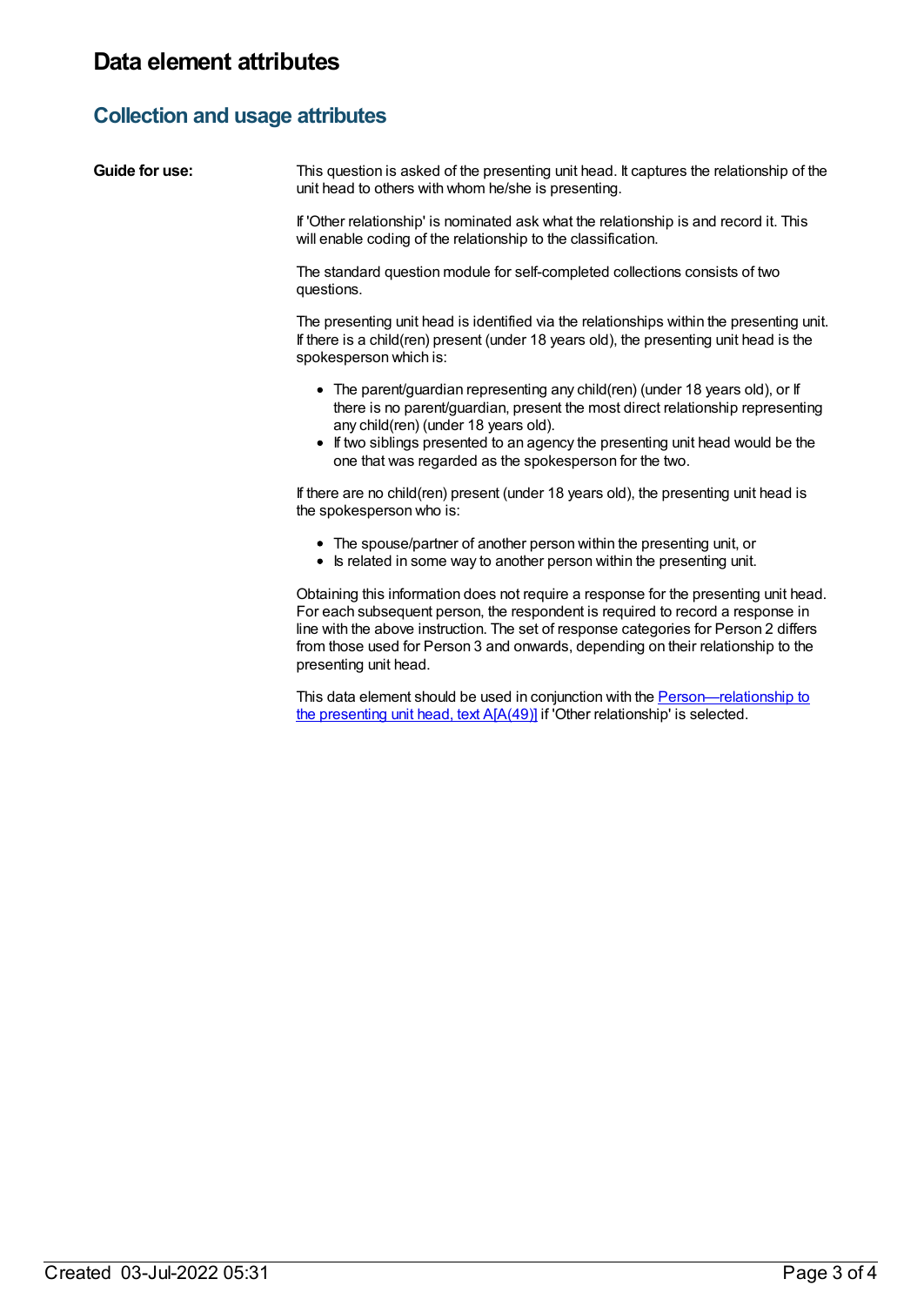# Data element attributes

## Collection and usage attributes

**Guide for use:**

This question is asked of the presenting unit head. It captures the relationship of the unit head to others with whom he/she is presenting.

If 'Other relationship' is nominated ask what the relationship is and record it. This will enable coding of the relationship to the classification.

The standard question module for self-completed collections consists of two questions.

The presenting unit head is identified via the relationships within the presenting unit. If there is a child(ren) present (under 18 years old), the presenting unit head is the spokesperson which is:

- The parent/guardian representing any child(ren) (under 18 years old), or If there is no parent/guardian, present the most direct relationship representing any child(ren) (under 18 years old).
- If two siblings presented to an agency the presenting unit head would be the one that was regarded as the spokesperson for the two.

If there are no child(ren) present (under 18 years old), the presenting unit head is the spokesperson who is:

- The spouse/partner of another person within the presenting unit, or
- Is related in some way to another person within the presenting unit.

Obtaining this information does not require a response for the presenting unit head. For each subsequent person, the respondent is required to record a response in line with the above instruction. The set of response categories for Person 2 differs from those used for Person 3 and onwards, depending on their relationship to the presenting unit head.

This data element should be used in conjunction with the Person—relationship to the presenting unit head, text A[A(49)] if 'Other relationship' is selected.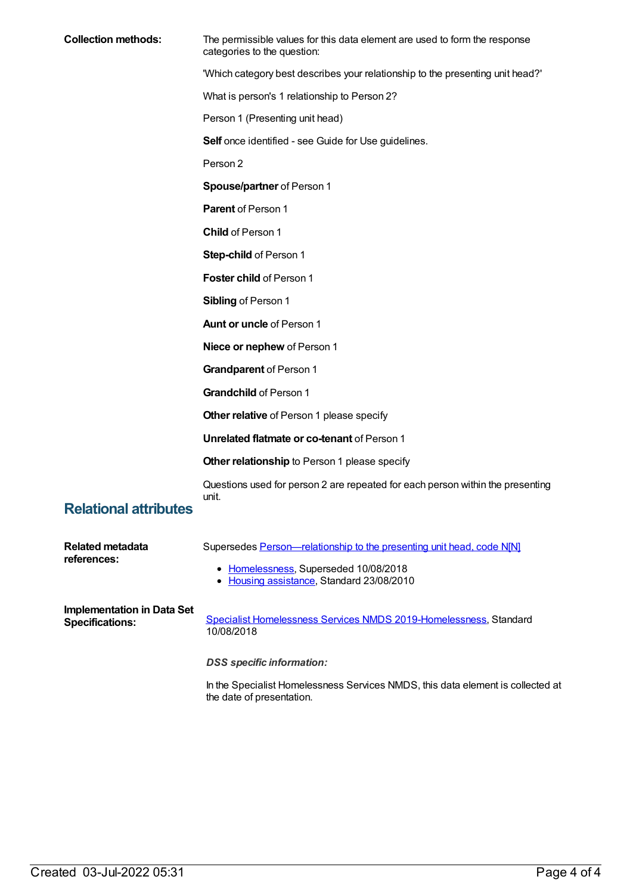**Collection methods:**

The permissible values for this data element are used to form the response categories to the question:

'Which category best describes your relationship to the presenting unit head?'

What is person's 1 relationship to Person 2?

Person 1 (Presenting unit head)

**Self** once identified - see Guide for Use guidelines.

Person 2

**Spouse/partner** of Person 1

**Parent** of Person 1

**Child** of Person 1

**Step-child** of Person 1

**Foster child** of Person 1

**Sibling** of Person 1

**Aunt or uncle** of Person 1

**Niece or nephew** of Person 1

**Grandparent** of Person 1

**Grandchild** of Person 1

**Other relative** of Person 1 please specify

**Unrelated flatmate or co-tenant** of Person 1

**Other relationship** to Person 1 please specify

Questions used for person 2 are repeated for each person within the presenting unit.

## Relational attributes

**Related metadata references:**

Supersedes Person—relationship to the presenting unit head, code N[N]

- Homelessness, Superseded 10/08/2018
- Housing assistance, Standard 23/08/2010

**Implementation in Data Set Specifications:**

Specialist Homelessness Services NMDS 2019-Homelessness, Standard 10/08/2018

***DSS specific information:***

In the Specialist Homelessness Services NMDS, this data element is collected at the date of presentation.